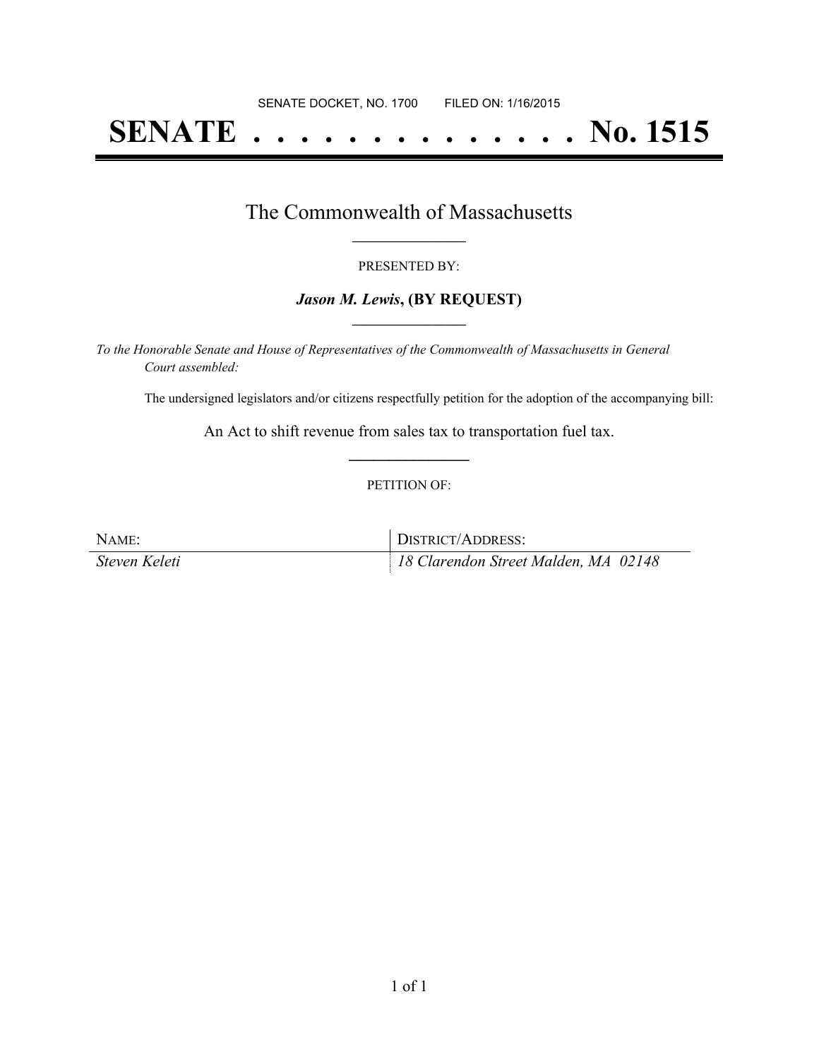SENATE DOCKET, NO. 1700        FILED ON: 1/16/2015

# SENATE . . . . . . . . . . . . . . No. 1515

## The Commonwealth of Massachusetts

PRESENTED BY:

***Jason M. Lewis*, (BY REQUEST)**

*To the Honorable Senate and House of Representatives of the Commonwealth of Massachusetts in General Court assembled:*

The undersigned legislators and/or citizens respectfully petition for the adoption of the accompanying bill:

An Act to shift revenue from sales tax to transportation fuel tax.

PETITION OF:

| NAME: | DISTRICT/ADDRESS: |
| --- | --- |
| *Steven Keleti* | *18 Clarendon Street Malden, MA 02148* |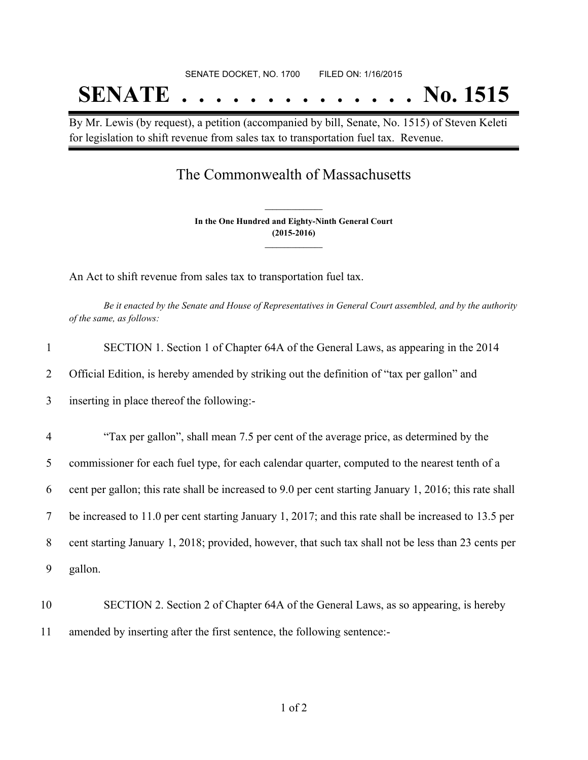SENATE DOCKET, NO. 1700        FILED ON: 1/16/2015

# SENATE . . . . . . . . . . . . . . No. 1515

By Mr. Lewis (by request), a petition (accompanied by bill, Senate, No. 1515) of Steven Keleti for legislation to shift revenue from sales tax to transportation fuel tax. Revenue.

## The Commonwealth of Massachusetts

**In the One Hundred and Eighty-Ninth General Court**
**(2015-2016)**

An Act to shift revenue from sales tax to transportation fuel tax.

*Be it enacted by the Senate and House of Representatives in General Court assembled, and by the authority of the same, as follows:*

1 SECTION 1. Section 1 of Chapter 64A of the General Laws, as appearing in the 2014
2 Official Edition, is hereby amended by striking out the definition of "tax per gallon" and
3 inserting in place thereof the following:-

4 "Tax per gallon", shall mean 7.5 per cent of the average price, as determined by the
5 commissioner for each fuel type, for each calendar quarter, computed to the nearest tenth of a
6 cent per gallon; this rate shall be increased to 9.0 per cent starting January 1, 2016; this rate shall
7 be increased to 11.0 per cent starting January 1, 2017; and this rate shall be increased to 13.5 per
8 cent starting January 1, 2018; provided, however, that such tax shall not be less than 23 cents per
9 gallon.

10 SECTION 2. Section 2 of Chapter 64A of the General Laws, as so appearing, is hereby
11 amended by inserting after the first sentence, the following sentence:-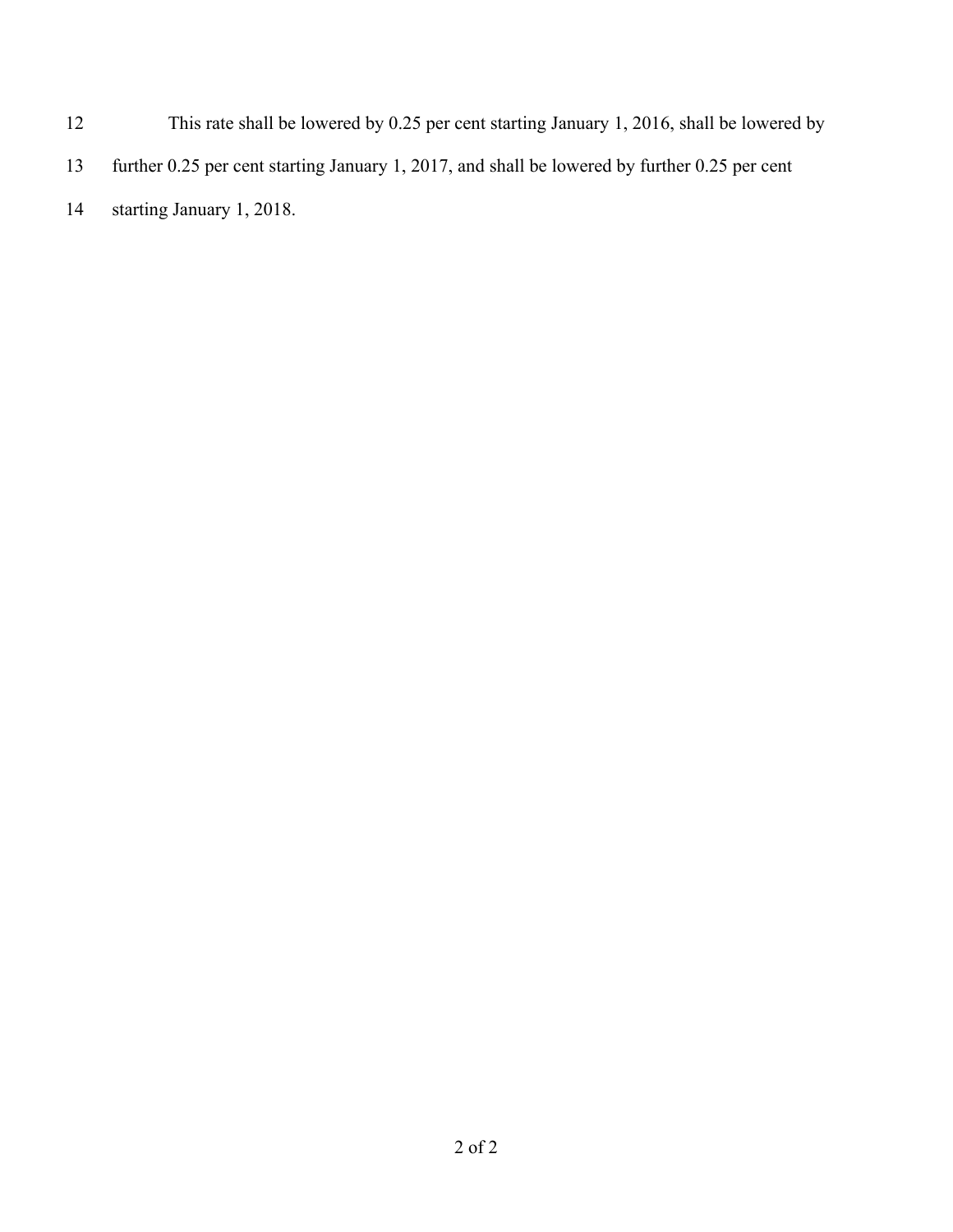This rate shall be lowered by 0.25 per cent starting January 1, 2016, shall be lowered by further 0.25 per cent starting January 1, 2017, and shall be lowered by further 0.25 per cent starting January 1, 2018.